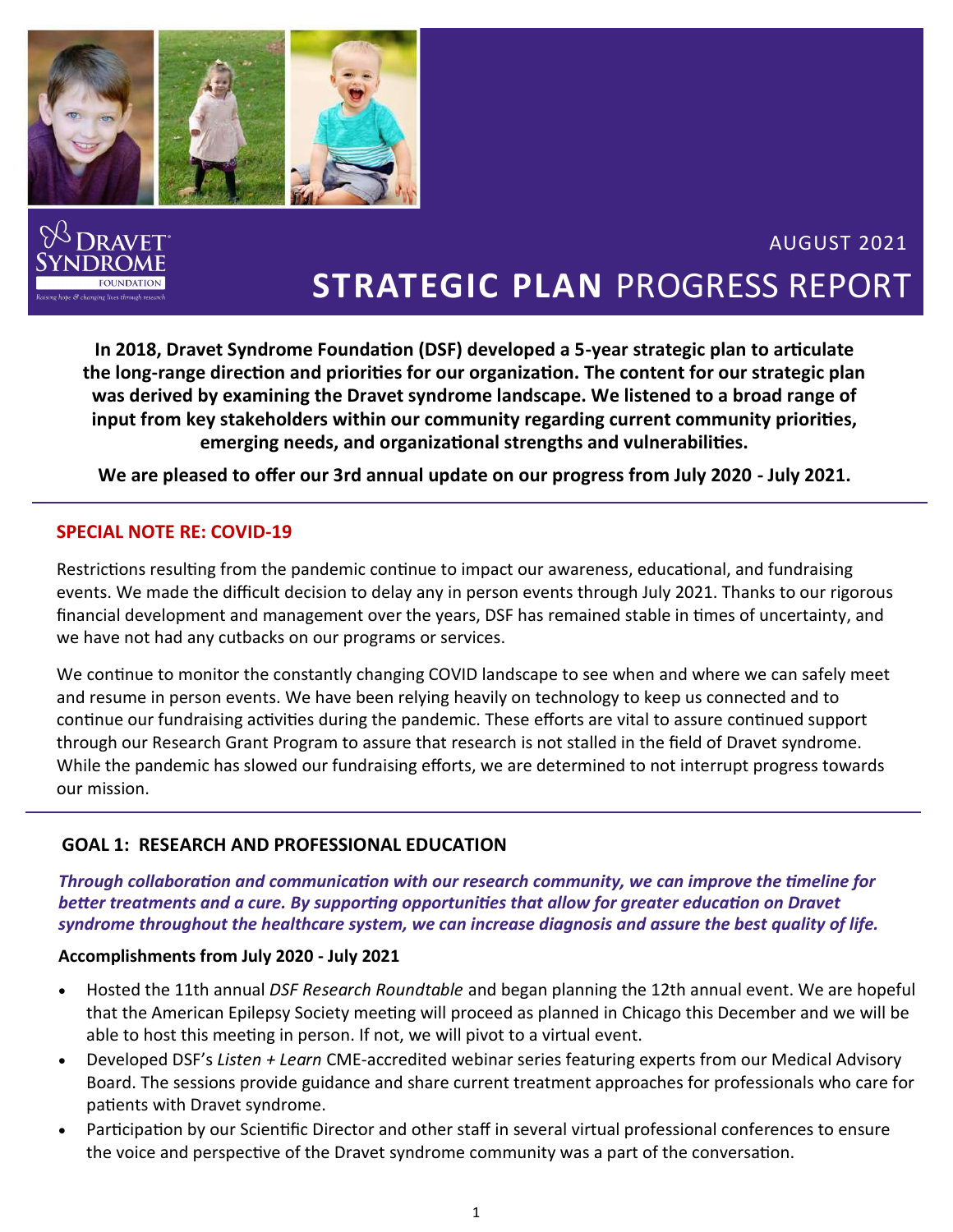AUGUST 2021

# **STRATEGIC PLAN** PROGRESS REPORT

**In 2018, Dravet Syndrome Foundation (DSF) developed a 5-year strategic plan to articulate the long-range direction and priorities for our organization. The content for our strategic plan was derived by examining the Dravet syndrome landscape. We listened to a broad range of input from key stakeholders within our community regarding current community priorities, emerging needs, and organizational strengths and vulnerabilities.**

**We are pleased to offer our 3rd annual update on our progress from July 2020 - July 2021.**

## SPECIAL NOTE RE: COVID-19

Restrictions resulting from the pandemic continue to impact our awareness, educational, and fundraising events. We made the difficult decision to delay any in person events through July 2021. Thanks to our rigorous financial development and management over the years, DSF has remained stable in times of uncertainty, and we have not had any cutbacks on our programs or services.

We continue to monitor the constantly changing COVID landscape to see when and where we can safely meet and resume in person events. We have been relying heavily on technology to keep us connected and to continue our fundraising activities during the pandemic. These efforts are vital to assure continued support through our Research Grant Program to assure that research is not stalled in the field of Dravet syndrome. While the pandemic has slowed our fundraising efforts, we are determined to not interrupt progress towards our mission.

## GOAL 1: RESEARCH AND PROFESSIONAL EDUCATION

***Through collaboration and communication with our research community, we can improve the timeline for better treatments and a cure. By supporting opportunities that allow for greater education on Dravet syndrome throughout the healthcare system, we can increase diagnosis and assure the best quality of life.***

**Accomplishments from July 2020 - July 2021**

- Hosted the 11th annual *DSF Research Roundtable* and began planning the 12th annual event. We are hopeful that the American Epilepsy Society meeting will proceed as planned in Chicago this December and we will be able to host this meeting in person. If not, we will pivot to a virtual event.
- Developed DSF's *Listen + Learn* CME-accredited webinar series featuring experts from our Medical Advisory Board. The sessions provide guidance and share current treatment approaches for professionals who care for patients with Dravet syndrome.
- Participation by our Scientific Director and other staff in several virtual professional conferences to ensure the voice and perspective of the Dravet syndrome community was a part of the conversation.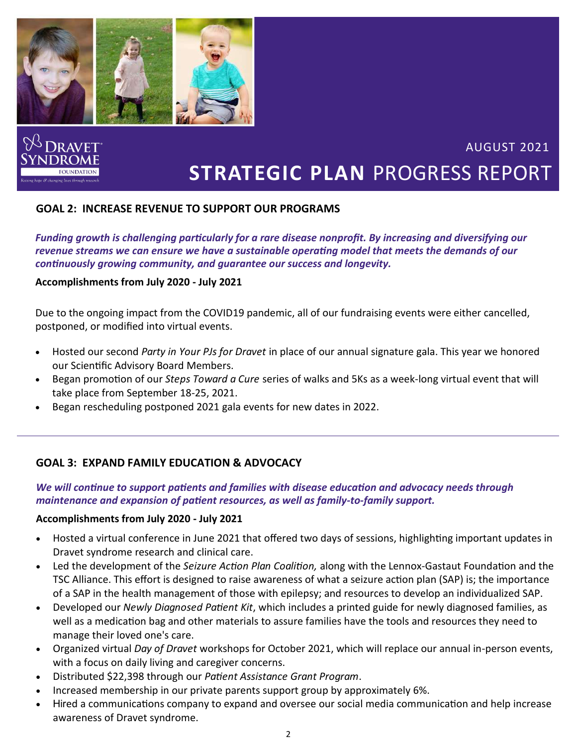DRAVET SYNDROME FOUNDATION

AUGUST 2021

# STRATEGIC PLAN PROGRESS REPORT

## GOAL 2: INCREASE REVENUE TO SUPPORT OUR PROGRAMS

***Funding growth is challenging particularly for a rare disease nonprofit. By increasing and diversifying our revenue streams we can ensure we have a sustainable operating model that meets the demands of our continuously growing community, and guarantee our success and longevity.***

**Accomplishments from July 2020 - July 2021**

Due to the ongoing impact from the COVID19 pandemic, all of our fundraising events were either cancelled, postponed, or modified into virtual events.

- Hosted our second *Party in Your PJs for Dravet* in place of our annual signature gala. This year we honored our Scientific Advisory Board Members.
- Began promotion of our *Steps Toward a Cure* series of walks and 5Ks as a week-long virtual event that will take place from September 18-25, 2021.
- Began rescheduling postponed 2021 gala events for new dates in 2022.

---

## GOAL 3: EXPAND FAMILY EDUCATION & ADVOCACY

***We will continue to support patients and families with disease education and advocacy needs through maintenance and expansion of patient resources, as well as family-to-family support.***

**Accomplishments from July 2020 - July 2021**

- Hosted a virtual conference in June 2021 that offered two days of sessions, highlighting important updates in Dravet syndrome research and clinical care.
- Led the development of the *Seizure Action Plan Coalition,* along with the Lennox-Gastaut Foundation and the TSC Alliance. This effort is designed to raise awareness of what a seizure action plan (SAP) is; the importance of a SAP in the health management of those with epilepsy; and resources to develop an individualized SAP.
- Developed our *Newly Diagnosed Patient Kit*, which includes a printed guide for newly diagnosed families, as well as a medication bag and other materials to assure families have the tools and resources they need to manage their loved one's care.
- Organized virtual *Day of Dravet* workshops for October 2021, which will replace our annual in-person events, with a focus on daily living and caregiver concerns.
- Distributed $22,398 through our *Patient Assistance Grant Program*.
- Increased membership in our private parents support group by approximately 6%.
- Hired a communications company to expand and oversee our social media communication and help increase awareness of Dravet syndrome.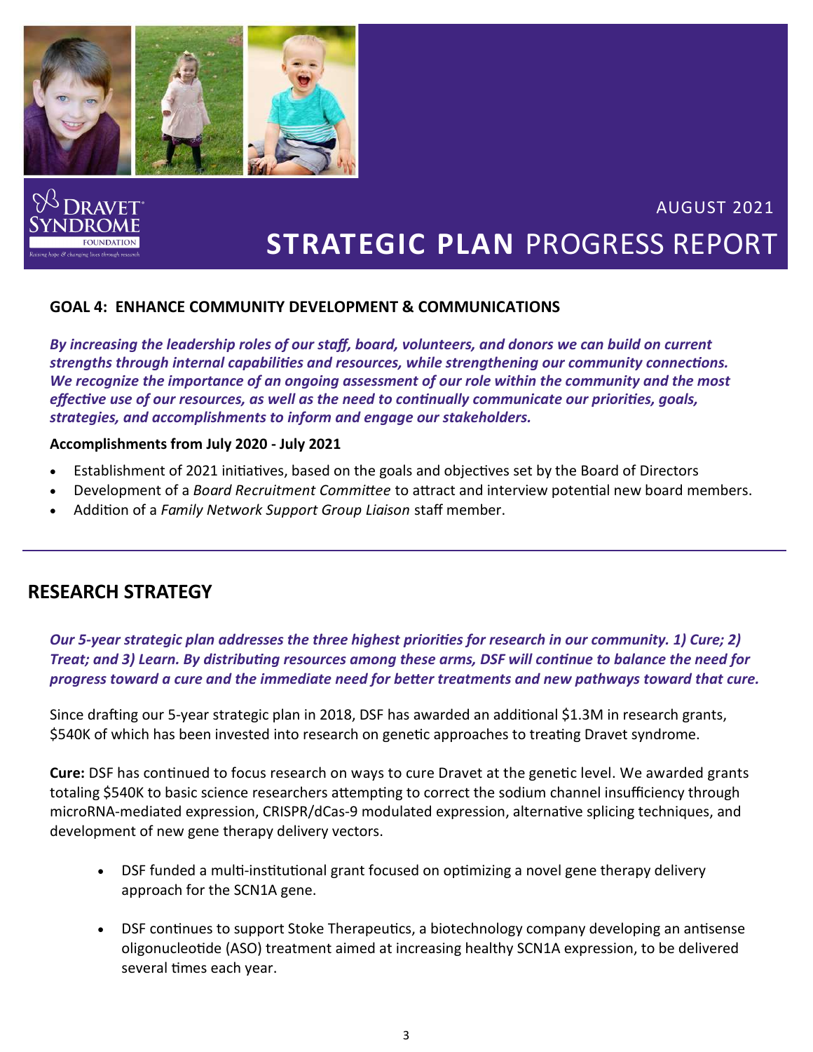AUGUST 2021

# STRATEGIC PLAN PROGRESS REPORT

### GOAL 4: ENHANCE COMMUNITY DEVELOPMENT & COMMUNICATIONS

***By increasing the leadership roles of our staff, board, volunteers, and donors we can build on current strengths through internal capabilities and resources, while strengthening our community connections. We recognize the importance of an ongoing assessment of our role within the community and the most effective use of our resources, as well as the need to continually communicate our priorities, goals, strategies, and accomplishments to inform and engage our stakeholders.***

**Accomplishments from July 2020 - July 2021**

- Establishment of 2021 initiatives, based on the goals and objectives set by the Board of Directors
- Development of a *Board Recruitment Committee* to attract and interview potential new board members.
- Addition of a *Family Network Support Group Liaison* staff member.

---

## RESEARCH STRATEGY

***Our 5-year strategic plan addresses the three highest priorities for research in our community. 1) Cure; 2) Treat; and 3) Learn. By distributing resources among these arms, DSF will continue to balance the need for progress toward a cure and the immediate need for better treatments and new pathways toward that cure.***

Since drafting our 5-year strategic plan in 2018, DSF has awarded an additional $1.3M in research grants, $540K of which has been invested into research on genetic approaches to treating Dravet syndrome.

**Cure:** DSF has continued to focus research on ways to cure Dravet at the genetic level. We awarded grants totaling $540K to basic science researchers attempting to correct the sodium channel insufficiency through microRNA-mediated expression, CRISPR/dCas-9 modulated expression, alternative splicing techniques, and development of new gene therapy delivery vectors.

- DSF funded a multi-institutional grant focused on optimizing a novel gene therapy delivery approach for the SCN1A gene.
- DSF continues to support Stoke Therapeutics, a biotechnology company developing an antisense oligonucleotide (ASO) treatment aimed at increasing healthy SCN1A expression, to be delivered several times each year.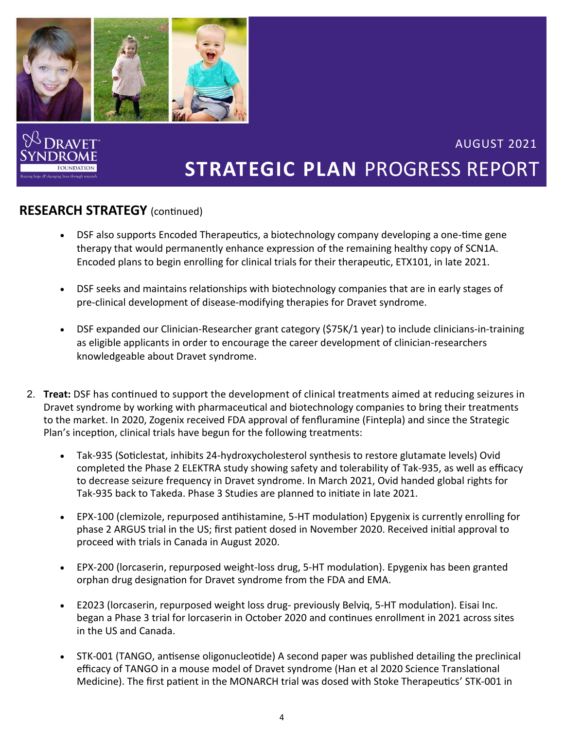## RESEARCH STRATEGY (continued)

- DSF also supports Encoded Therapeutics, a biotechnology company developing a one-time gene therapy that would permanently enhance expression of the remaining healthy copy of SCN1A. Encoded plans to begin enrolling for clinical trials for their therapeutic, ETX101, in late 2021.

- DSF seeks and maintains relationships with biotechnology companies that are in early stages of pre-clinical development of disease-modifying therapies for Dravet syndrome.

- DSF expanded our Clinician-Researcher grant category ($75K/1 year) to include clinicians-in-training as eligible applicants in order to encourage the career development of clinician-researchers knowledgeable about Dravet syndrome.

2. **Treat:** DSF has continued to support the development of clinical treatments aimed at reducing seizures in Dravet syndrome by working with pharmaceutical and biotechnology companies to bring their treatments to the market. In 2020, Zogenix received FDA approval of fenfluramine (Fintepla) and since the Strategic Plan's inception, clinical trials have begun for the following treatments:

   - Tak-935 (Soticlestat, inhibits 24-hydroxycholesterol synthesis to restore glutamate levels) Ovid completed the Phase 2 ELEKTRA study showing safety and tolerability of Tak-935, as well as efficacy to decrease seizure frequency in Dravet syndrome. In March 2021, Ovid handed global rights for Tak-935 back to Takeda. Phase 3 Studies are planned to initiate in late 2021.

   - EPX-100 (clemizole, repurposed antihistamine, 5-HT modulation) Epygenix is currently enrolling for phase 2 ARGUS trial in the US; first patient dosed in November 2020. Received initial approval to proceed with trials in Canada in August 2020.

   - EPX-200 (lorcaserin, repurposed weight-loss drug, 5-HT modulation). Epygenix has been granted orphan drug designation for Dravet syndrome from the FDA and EMA.

   - E2023 (lorcaserin, repurposed weight loss drug- previously Belviq, 5-HT modulation). Eisai Inc. began a Phase 3 trial for lorcaserin in October 2020 and continues enrollment in 2021 across sites in the US and Canada.

   - STK-001 (TANGO, antisense oligonucleotide) A second paper was published detailing the preclinical efficacy of TANGO in a mouse model of Dravet syndrome (Han et al 2020 Science Translational Medicine). The first patient in the MONARCH trial was dosed with Stoke Therapeutics' STK-001 in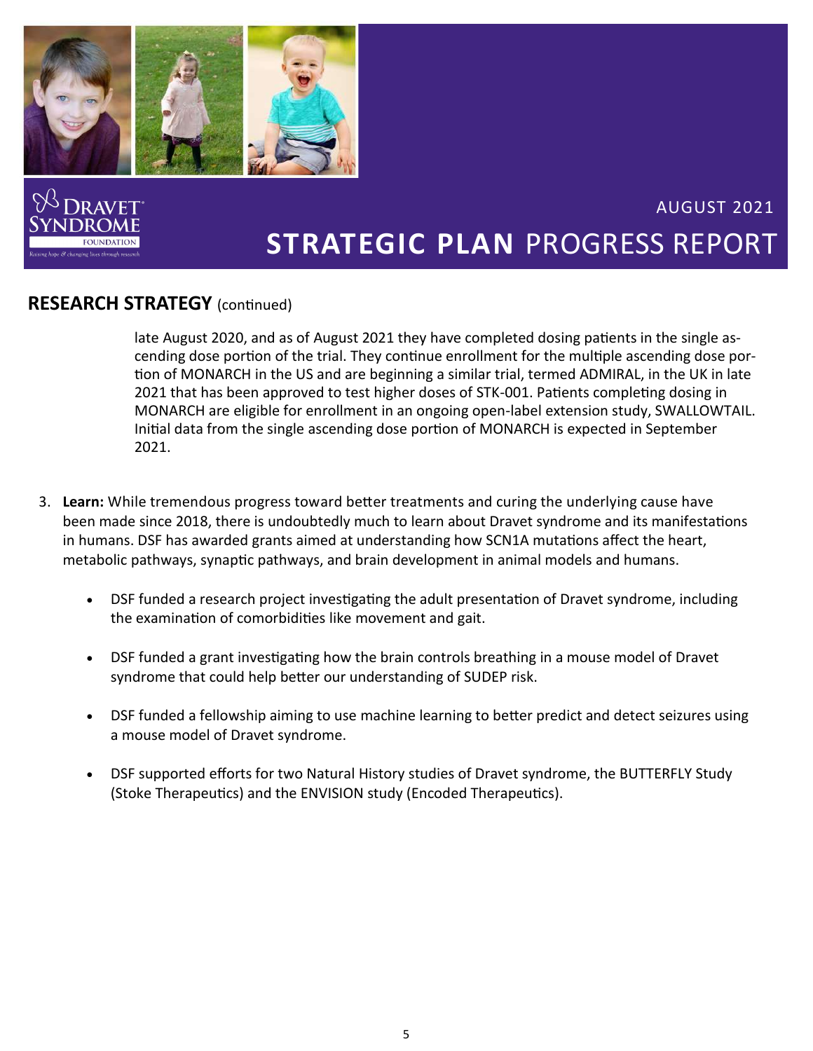## RESEARCH STRATEGY (continued)

late August 2020, and as of August 2021 they have completed dosing patients in the single ascending dose portion of the trial. They continue enrollment for the multiple ascending dose portion of MONARCH in the US and are beginning a similar trial, termed ADMIRAL, in the UK in late 2021 that has been approved to test higher doses of STK-001. Patients completing dosing in MONARCH are eligible for enrollment in an ongoing open-label extension study, SWALLOWTAIL. Initial data from the single ascending dose portion of MONARCH is expected in September 2021.

3. **Learn:** While tremendous progress toward better treatments and curing the underlying cause have been made since 2018, there is undoubtedly much to learn about Dravet syndrome and its manifestations in humans. DSF has awarded grants aimed at understanding how SCN1A mutations affect the heart, metabolic pathways, synaptic pathways, and brain development in animal models and humans.

   - DSF funded a research project investigating the adult presentation of Dravet syndrome, including the examination of comorbidities like movement and gait.
   - DSF funded a grant investigating how the brain controls breathing in a mouse model of Dravet syndrome that could help better our understanding of SUDEP risk.
   - DSF funded a fellowship aiming to use machine learning to better predict and detect seizures using a mouse model of Dravet syndrome.
   - DSF supported efforts for two Natural History studies of Dravet syndrome, the BUTTERFLY Study (Stoke Therapeutics) and the ENVISION study (Encoded Therapeutics).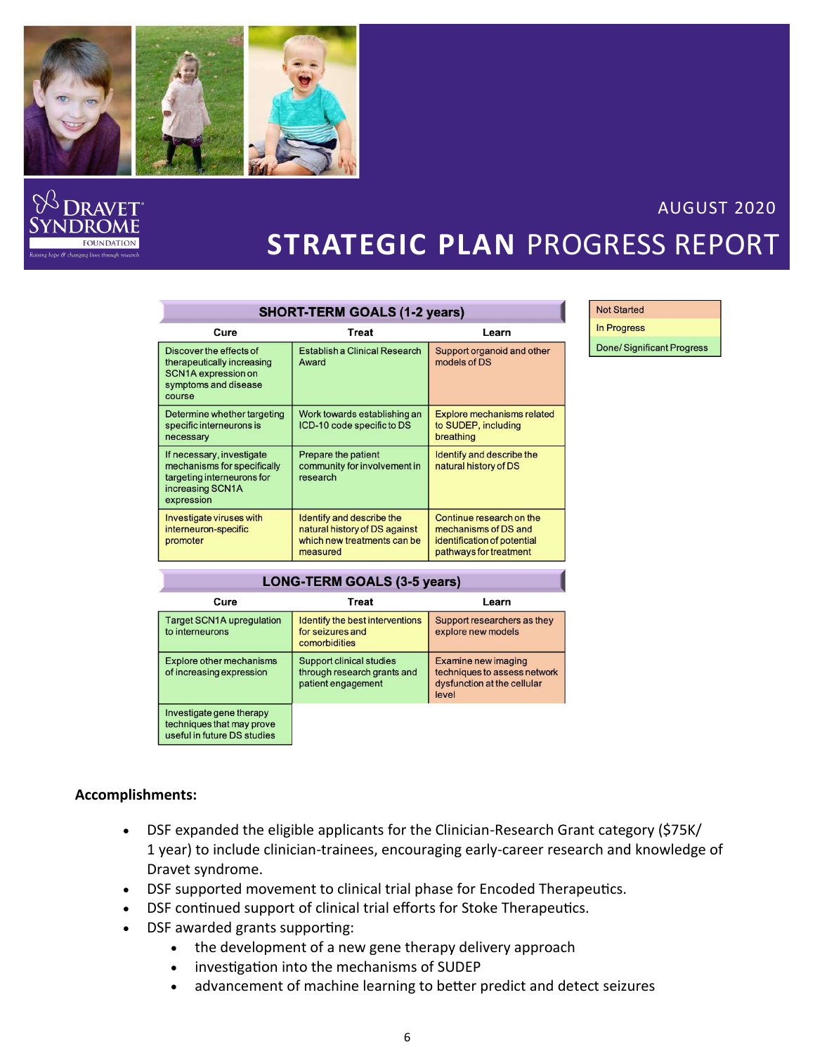AUGUST 2020

# STRATEGIC PLAN PROGRESS REPORT

Dravet Syndrome Foundation — Raising hope & changing lives through research

| Legend |
|---|
| Not Started |
| In Progress |
| Done/ Significant Progress |

## SHORT-TERM GOALS (1-2 years)

| Cure | Treat | Learn |
|---|---|---|
| Discover the effects of therapeutically increasing SCN1A expression on symptoms and disease course | Establish a Clinical Research Award | Support organoid and other models of DS |
| Determine whether targeting specific interneurons is necessary | Work towards establishing an ICD-10 code specific to DS | Explore mechanisms related to SUDEP, including breathing |
| If necessary, investigate mechanisms for specifically targeting interneurons for increasing SCN1A expression | Prepare the patient community for involvement in research | Identify and describe the natural history of DS |
| Investigate viruses with interneuron-specific promoter | Identify and describe the natural history of DS against which new treatments can be measured | Continue research on the mechanisms of DS and identification of potential pathways for treatment |

## LONG-TERM GOALS (3-5 years)

| Cure | Treat | Learn |
|---|---|---|
| Target SCN1A upregulation to interneurons | Identify the best interventions for seizures and comorbidities | Support researchers as they explore new models |
| Explore other mechanisms of increasing expression | Support clinical studies through research grants and patient engagement | Examine new imaging techniques to assess network dysfunction at the cellular level |
| Investigate gene therapy techniques that may prove useful in future DS studies | | |

**Accomplishments:**

- DSF expanded the eligible applicants for the Clinician-Research Grant category ($75K/ 1 year) to include clinician-trainees, encouraging early-career research and knowledge of Dravet syndrome.
- DSF supported movement to clinical trial phase for Encoded Therapeutics.
- DSF continued support of clinical trial efforts for Stoke Therapeutics.
- DSF awarded grants supporting:
    - the development of a new gene therapy delivery approach
    - investigation into the mechanisms of SUDEP
    - advancement of machine learning to better predict and detect seizures